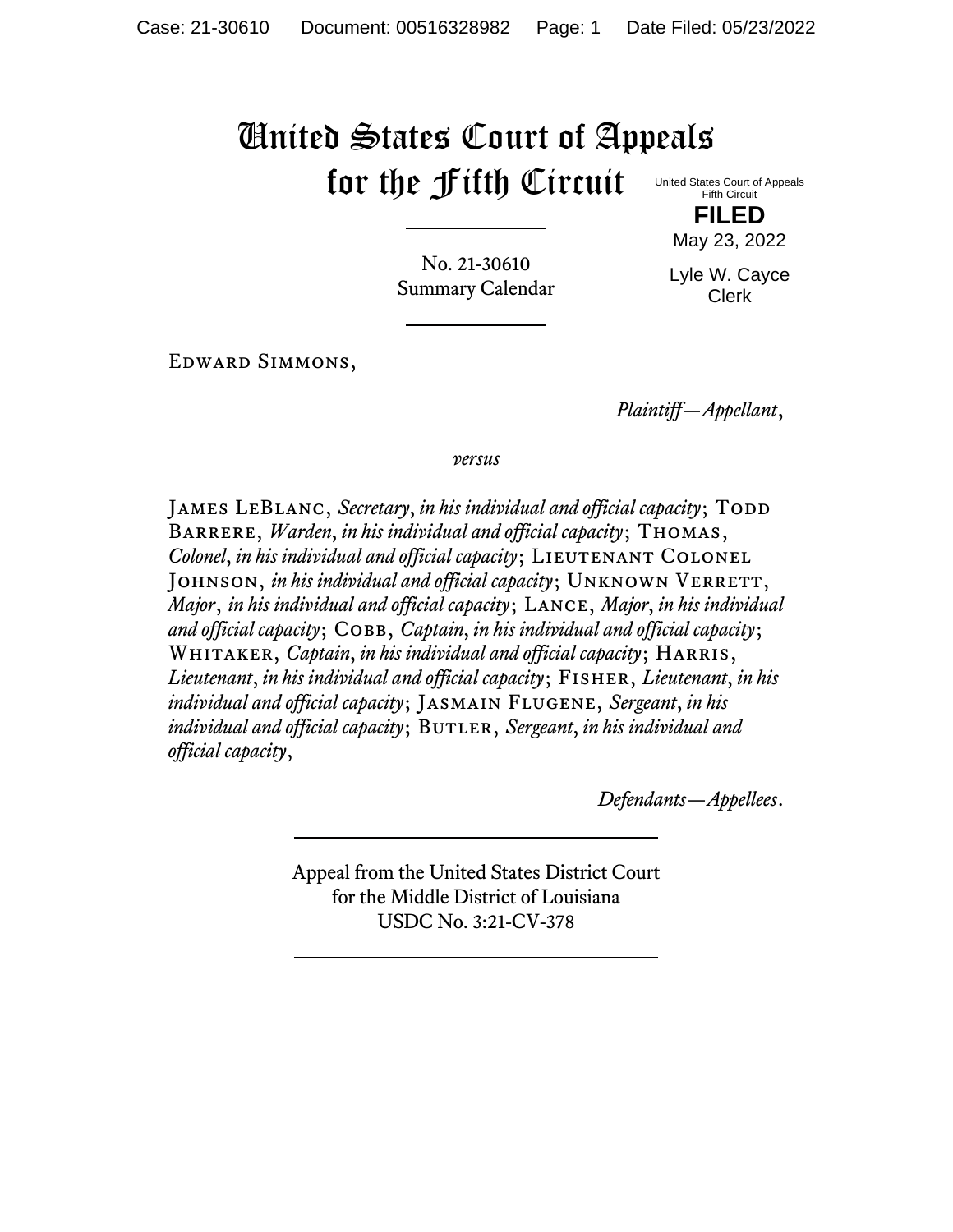# United States Court of Appeals for the Fifth Circuit

United States Court of Appeals
Fifth Circuit

**FILED**

May 23, 2022

Lyle W. Cayce
Clerk

No. 21-30610
Summary Calendar

---

Edward Simmons,

*Plaintiff—Appellant*,

*versus*

James LeBlanc, *Secretary*, *in his individual and official capacity*; Todd Barrere, *Warden*, *in his individual and official capacity*; Thomas, *Colonel*, *in his individual and official capacity*; Lieutenant Colonel Johnson, *in his individual and official capacity*; Unknown Verrett, *Major*, *in his individual and official capacity*; Lance, *Major*, *in his individual and official capacity*; Cobb, *Captain*, *in his individual and official capacity*; Whitaker, *Captain*, *in his individual and official capacity*; Harris, *Lieutenant*, *in his individual and official capacity*; Fisher, *Lieutenant*, *in his individual and official capacity*; Jasmain Flugene, *Sergeant*, *in his individual and official capacity*; Butler, *Sergeant*, *in his individual and official capacity*,

*Defendants—Appellees*.

---

Appeal from the United States District Court
for the Middle District of Louisiana
USDC No. 3:21-CV-378

---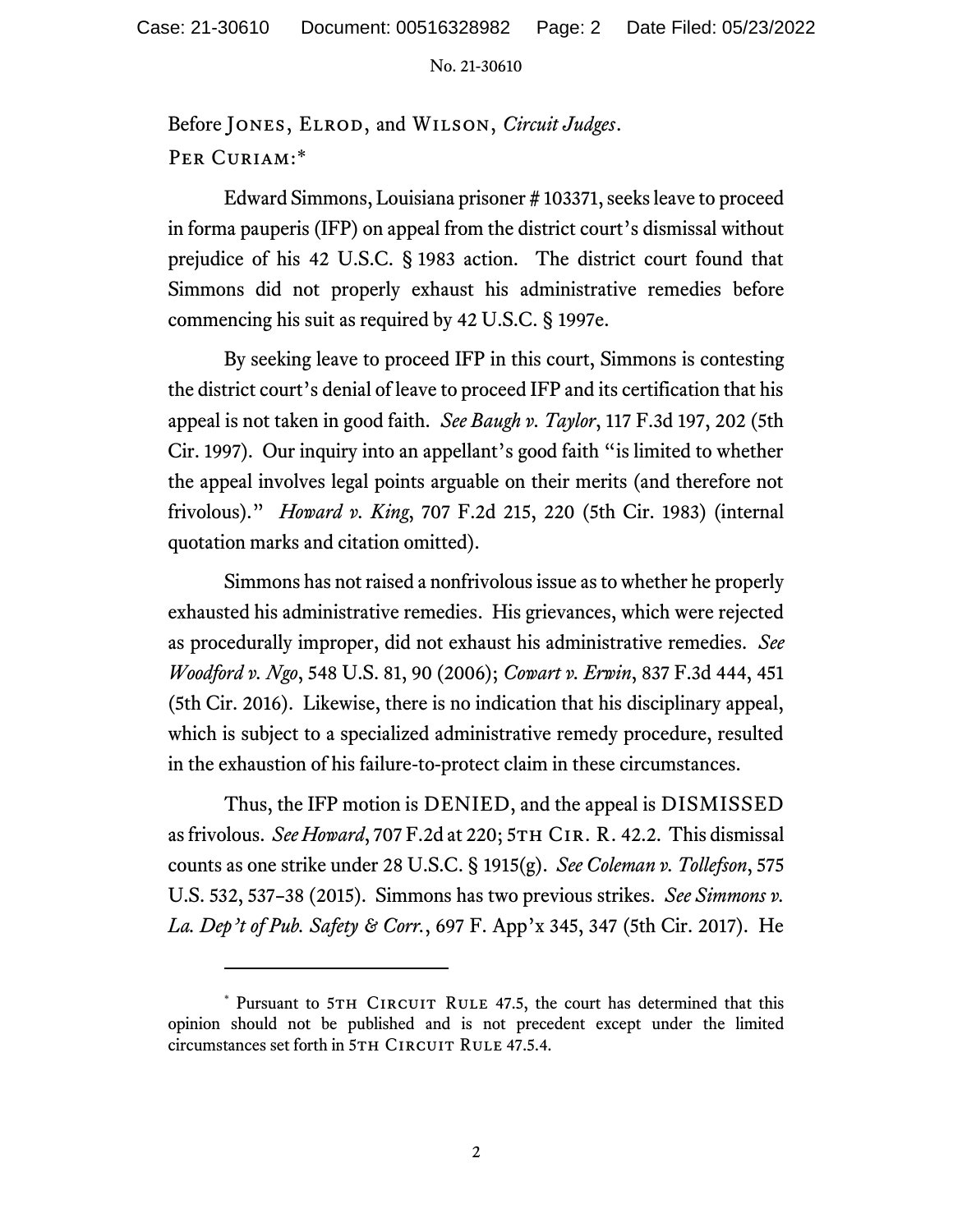Before Jones, Elrod, and Wilson, *Circuit Judges*.

Per Curiam:*

Edward Simmons, Louisiana prisoner # 103371, seeks leave to proceed in forma pauperis (IFP) on appeal from the district court's dismissal without prejudice of his 42 U.S.C. § 1983 action. The district court found that Simmons did not properly exhaust his administrative remedies before commencing his suit as required by 42 U.S.C. § 1997e.

By seeking leave to proceed IFP in this court, Simmons is contesting the district court's denial of leave to proceed IFP and its certification that his appeal is not taken in good faith. *See Baugh v. Taylor*, 117 F.3d 197, 202 (5th Cir. 1997). Our inquiry into an appellant's good faith "is limited to whether the appeal involves legal points arguable on their merits (and therefore not frivolous)." *Howard v. King*, 707 F.2d 215, 220 (5th Cir. 1983) (internal quotation marks and citation omitted).

Simmons has not raised a nonfrivolous issue as to whether he properly exhausted his administrative remedies. His grievances, which were rejected as procedurally improper, did not exhaust his administrative remedies. *See Woodford v. Ngo*, 548 U.S. 81, 90 (2006); *Cowart v. Erwin*, 837 F.3d 444, 451 (5th Cir. 2016). Likewise, there is no indication that his disciplinary appeal, which is subject to a specialized administrative remedy procedure, resulted in the exhaustion of his failure-to-protect claim in these circumstances.

Thus, the IFP motion is DENIED, and the appeal is DISMISSED as frivolous. *See Howard*, 707 F.2d at 220; 5th Cir. R. 42.2. This dismissal counts as one strike under 28 U.S.C. § 1915(g). *See Coleman v. Tollefson*, 575 U.S. 532, 537–38 (2015). Simmons has two previous strikes. *See Simmons v. La. Dep't of Pub. Safety & Corr.*, 697 F. App'x 345, 347 (5th Cir. 2017). He

---

* Pursuant to 5th Circuit Rule 47.5, the court has determined that this opinion should not be published and is not precedent except under the limited circumstances set forth in 5th Circuit Rule 47.5.4.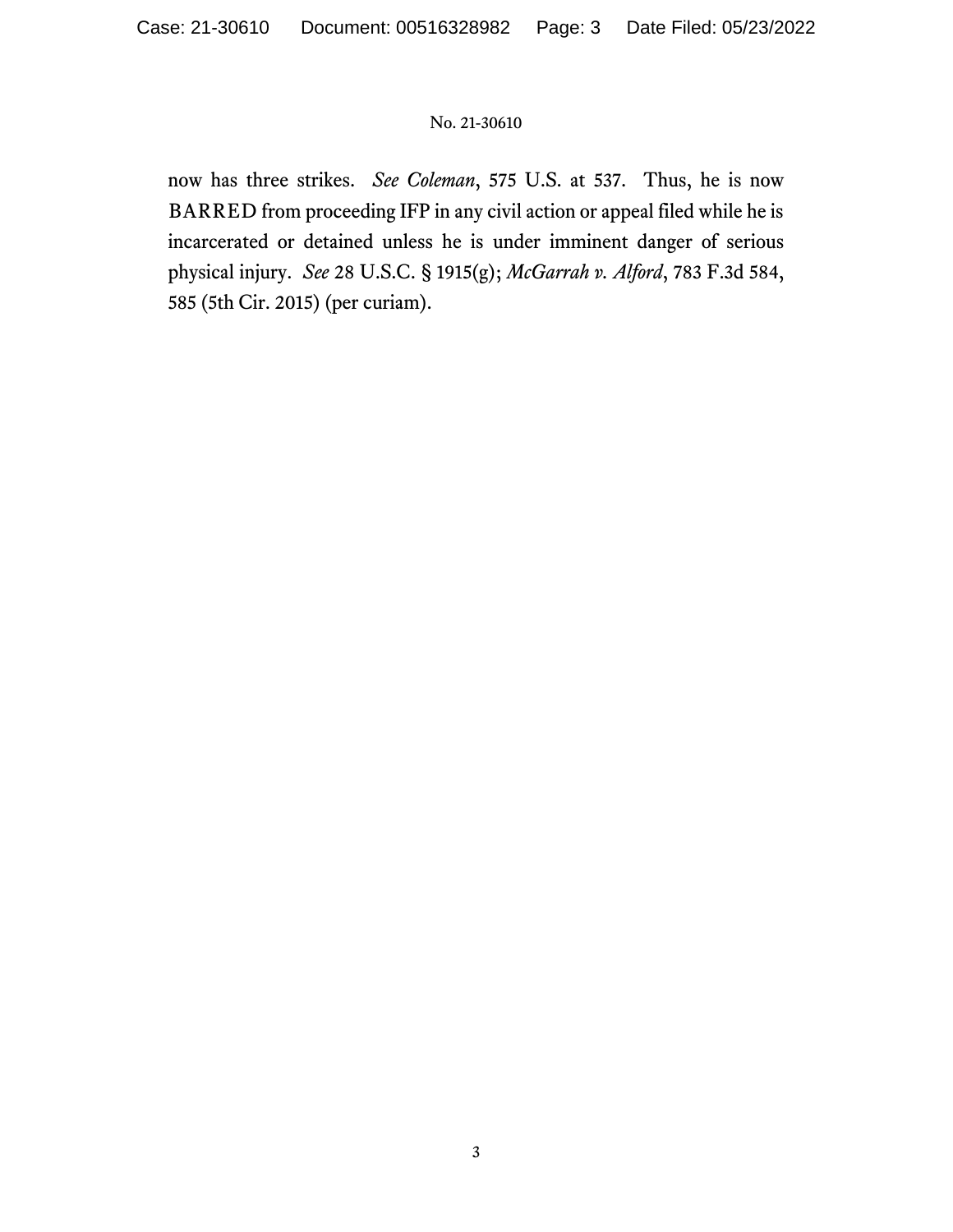now has three strikes. *See Coleman*, 575 U.S. at 537. Thus, he is now BARRED from proceeding IFP in any civil action or appeal filed while he is incarcerated or detained unless he is under imminent danger of serious physical injury. *See* 28 U.S.C. § 1915(g); *McGarrah v. Alford*, 783 F.3d 584, 585 (5th Cir. 2015) (per curiam).